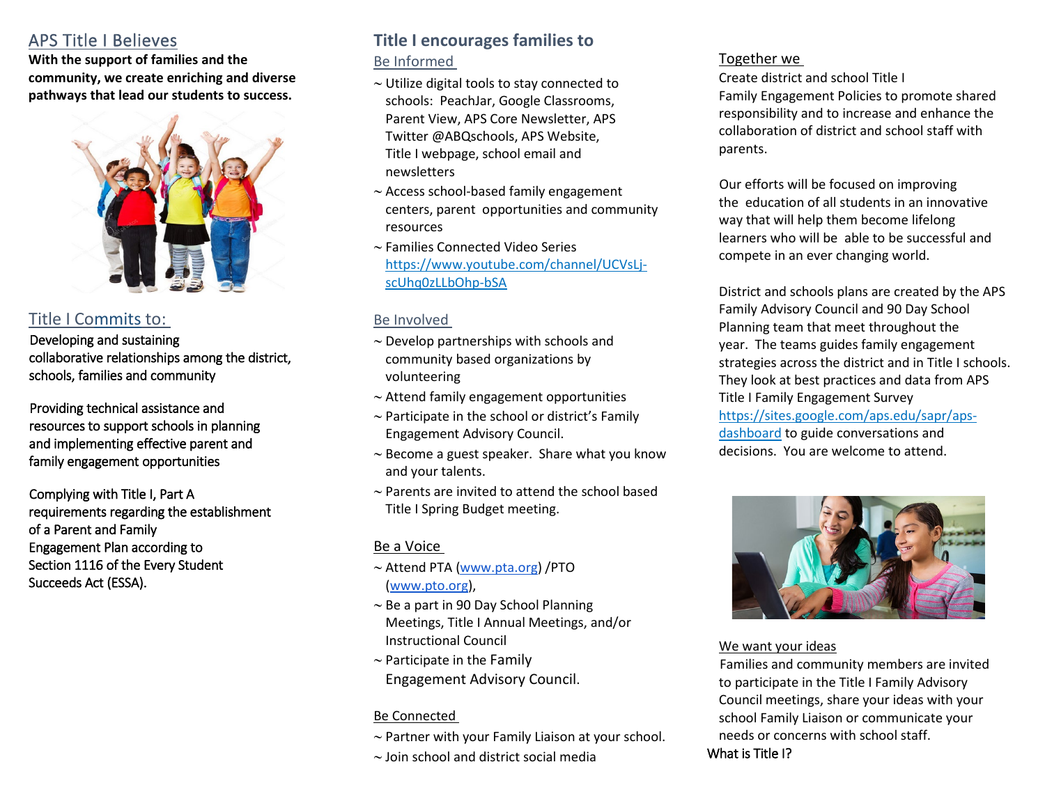## APS Title I Believes

**With the support of families and the community, we create enriching and diverse pathways that lead our students to success.**

## Title I Commits to:

Developing and sustaining collaborative relationships among the district, schools, families and community

Providing technical assistance and resources to support schools in planning and implementing effective parent and family engagement opportunities

Complying with Title I, Part A requirements regarding the establishment of a Parent and Family Engagement Plan according to Section 1116 of the Every Student Succeeds Act (ESSA).

## Title I encourages families to

### Be Informed

- ~ Utilize digital tools to stay connected to schools: PeachJar, Google Classrooms, Parent View, APS Core Newsletter, APS Twitter @ABQschools, APS Website, Title I webpage, school email and newsletters
- ~ Access school-based family engagement centers, parent opportunities and community resources
- ~ Families Connected Video Series https://www.youtube.com/channel/UCVsLj-scUhq0zLLbOhp-bSA

### Be Involved

- ~ Develop partnerships with schools and community based organizations by volunteering
- ~ Attend family engagement opportunities
- ~ Participate in the school or district's Family Engagement Advisory Council.
- ~ Become a guest speaker. Share what you know and your talents.
- ~ Parents are invited to attend the school based Title I Spring Budget meeting.

### Be a Voice

- ~ Attend PTA (www.pta.org) /PTO (www.pto.org),
- ~ Be a part in 90 Day School Planning Meetings, Title I Annual Meetings, and/or Instructional Council
- ~ Participate in the Family Engagement Advisory Council.

### Be Connected

- ~ Partner with your Family Liaison at your school.
- ~ Join school and district social media

### Together we

Create district and school Title I Family Engagement Policies to promote shared responsibility and to increase and enhance the collaboration of district and school staff with parents.

Our efforts will be focused on improving the education of all students in an innovative way that will help them become lifelong learners who will be able to be successful and compete in an ever changing world.

District and schools plans are created by the APS Family Advisory Council and 90 Day School Planning team that meet throughout the year. The teams guides family engagement strategies across the district and in Title I schools. They look at best practices and data from APS Title I Family Engagement Survey https://sites.google.com/aps.edu/sapr/aps-dashboard to guide conversations and decisions. You are welcome to attend.

### We want your ideas

Families and community members are invited to participate in the Title I Family Advisory Council meetings, share your ideas with your school Family Liaison or communicate your needs or concerns with school staff.

What is Title I?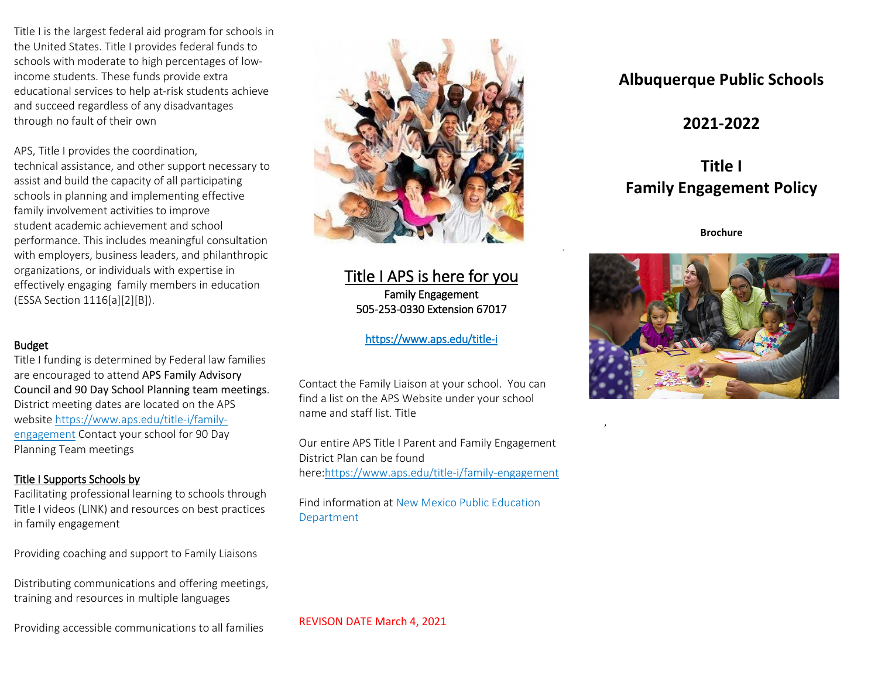Title I is the largest federal aid program for schools in the United States. Title I provides federal funds to schools with moderate to high percentages of low-income students. These funds provide extra educational services to help at-risk students achieve and succeed regardless of any disadvantages through no fault of their own

APS, Title I provides the coordination, technical assistance, and other support necessary to assist and build the capacity of all participating schools in planning and implementing effective family involvement activities to improve student academic achievement and school performance. This includes meaningful consultation with employers, business leaders, and philanthropic organizations, or individuals with expertise in effectively engaging family members in education (ESSA Section 1116[a][2][B]).

**Budget**

Title I funding is determined by Federal law families are encouraged to attend APS Family Advisory Council and 90 Day School Planning team meetings. District meeting dates are located on the APS website https://www.aps.edu/title-i/family-engagement Contact your school for 90 Day Planning Team meetings

**Title I Supports Schools by**

Facilitating professional learning to schools through Title I videos (LINK) and resources on best practices in family engagement

Providing coaching and support to Family Liaisons

Distributing communications and offering meetings, training and resources in multiple languages

Providing accessible communications to all families

## Title I APS is here for you

Family Engagement
505-253-0330 Extension 67017

https://www.aps.edu/title-i

Contact the Family Liaison at your school. You can find a list on the APS Website under your school name and staff list. Title

Our entire APS Title I Parent and Family Engagement District Plan can be found here:https://www.aps.edu/title-i/family-engagement

Find information at New Mexico Public Education Department

REVISON DATE March 4, 2021

# Albuquerque Public Schools

## 2021-2022

## Title I Family Engagement Policy

**Brochure**